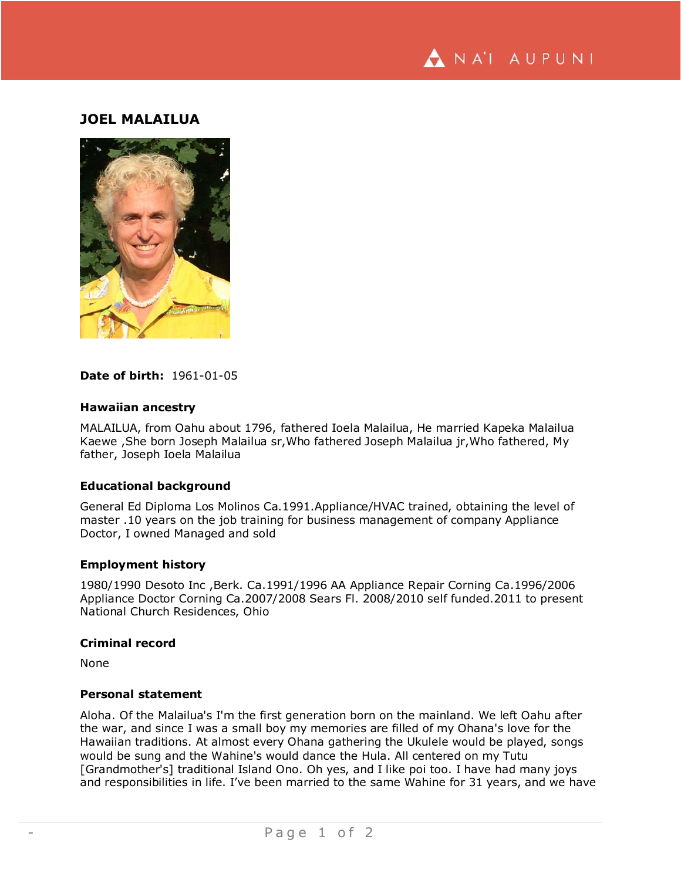## JOEL MALAILUA

**Date of birth:** 1961-01-05

### Hawaiian ancestry

MALAILUA, from Oahu about 1796, fathered Ioela Malailua, He married Kapeka Malailua Kaewe ,She born Joseph Malailua sr,Who fathered Joseph Malailua jr,Who fathered, My father, Joseph Ioela Malailua

### Educational background

General Ed Diploma Los Molinos Ca.1991.Appliance/HVAC trained, obtaining the level of master .10 years on the job training for business management of company Appliance Doctor, I owned Managed and sold

### Employment history

1980/1990 Desoto Inc ,Berk. Ca.1991/1996 AA Appliance Repair Corning Ca.1996/2006 Appliance Doctor Corning Ca.2007/2008 Sears Fl. 2008/2010 self funded.2011 to present National Church Residences, Ohio

### Criminal record

None

### Personal statement

Aloha. Of the Malailua's I'm the first generation born on the mainland. We left Oahu after the war, and since I was a small boy my memories are filled of my Ohana's love for the Hawaiian traditions. At almost every Ohana gathering the Ukulele would be played, songs would be sung and the Wahine's would dance the Hula. All centered on my Tutu [Grandmother's] traditional Island Ono. Oh yes, and I like poi too. I have had many joys and responsibilities in life. I've been married to the same Wahine for 31 years, and we have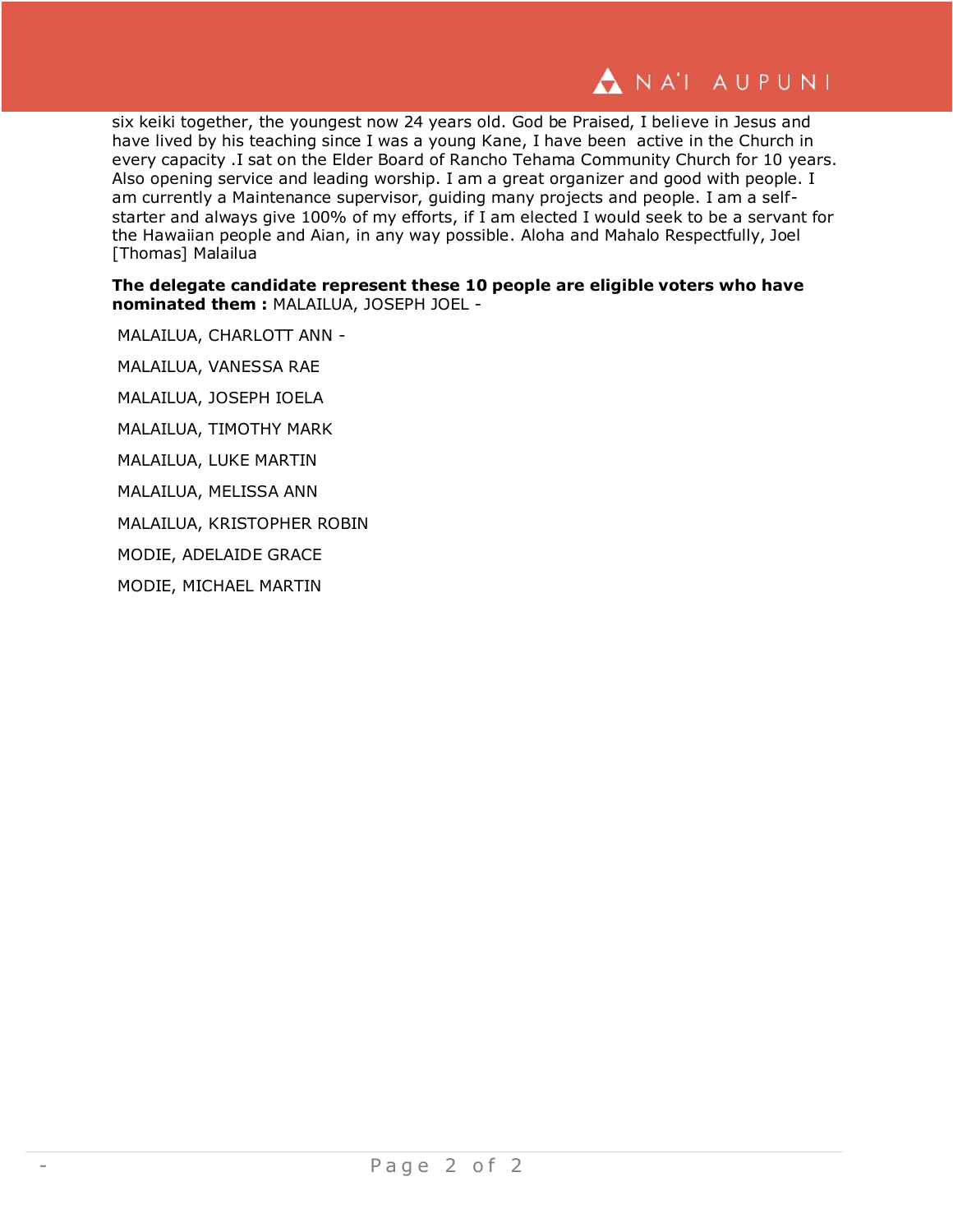six keiki together, the youngest now 24 years old. God be Praised, I believe in Jesus and have lived by his teaching since I was a young Kane, I have been active in the Church in every capacity .I sat on the Elder Board of Rancho Tehama Community Church for 10 years. Also opening service and leading worship. I am a great organizer and good with people. I am currently a Maintenance supervisor, guiding many projects and people. I am a self-starter and always give 100% of my efforts, if I am elected I would seek to be a servant for the Hawaiian people and Aian, in any way possible. Aloha and Mahalo Respectfully, Joel [Thomas] Malailua

**The delegate candidate represent these 10 people are eligible voters who have nominated them :** MALAILUA, JOSEPH JOEL -

MALAILUA, CHARLOTT ANN -

MALAILUA, VANESSA RAE

MALAILUA, JOSEPH IOELA

MALAILUA, TIMOTHY MARK

MALAILUA, LUKE MARTIN

MALAILUA, MELISSA ANN

MALAILUA, KRISTOPHER ROBIN

MODIE, ADELAIDE GRACE

MODIE, MICHAEL MARTIN